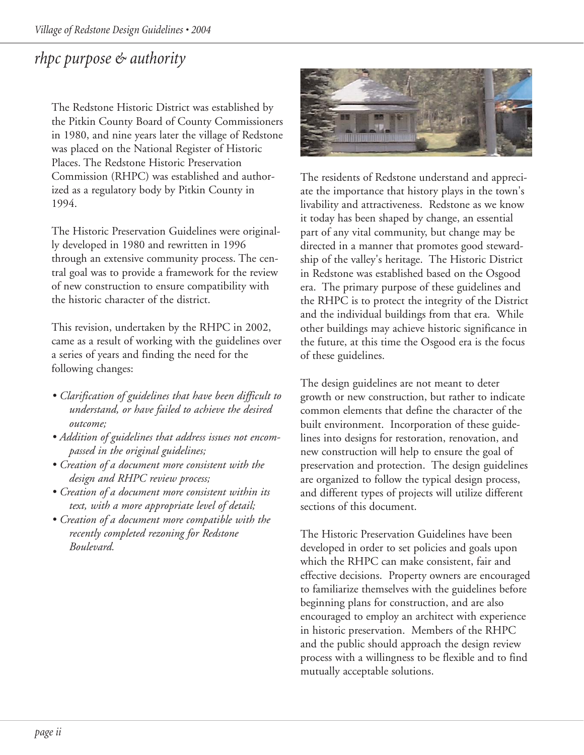# rhpc purpose & authority

The Redstone Historic District was established by the Pitkin County Board of County Commissioners in 1980, and nine years later the village of Redstone was placed on the National Register of Historic Places. The Redstone Historic Preservation Commission (RHPC) was established and authorized as a regulatory body by Pitkin County in 1994.

The Historic Preservation Guidelines were originally developed in 1980 and rewritten in 1996 through an extensive community process. The central goal was to provide a framework for the review of new construction to ensure compatibility with the historic character of the district.

This revision, undertaken by the RHPC in 2002, came as a result of working with the guidelines over a series of years and finding the need for the following changes:

- *Clarification of guidelines that have been difficult to understand, or have failed to achieve the desired outcome;*
- *Addition of guidelines that address issues not encompassed in the original guidelines;*
- *Creation of a document more consistent with the design and RHPC review process;*
- *Creation of a document more consistent within its text, with a more appropriate level of detail;*
- *Creation of a document more compatible with the recently completed rezoning for Redstone Boulevard.*

The residents of Redstone understand and appreciate the importance that history plays in the town's livability and attractiveness. Redstone as we know it today has been shaped by change, an essential part of any vital community, but change may be directed in a manner that promotes good stewardship of the valley's heritage. The Historic District in Redstone was established based on the Osgood era. The primary purpose of these guidelines and the RHPC is to protect the integrity of the District and the individual buildings from that era. While other buildings may achieve historic significance in the future, at this time the Osgood era is the focus of these guidelines.

The design guidelines are not meant to deter growth or new construction, but rather to indicate common elements that define the character of the built environment. Incorporation of these guidelines into designs for restoration, renovation, and new construction will help to ensure the goal of preservation and protection. The design guidelines are organized to follow the typical design process, and different types of projects will utilize different sections of this document.

The Historic Preservation Guidelines have been developed in order to set policies and goals upon which the RHPC can make consistent, fair and effective decisions. Property owners are encouraged to familiarize themselves with the guidelines before beginning plans for construction, and are also encouraged to employ an architect with experience in historic preservation. Members of the RHPC and the public should approach the design review process with a willingness to be flexible and to find mutually acceptable solutions.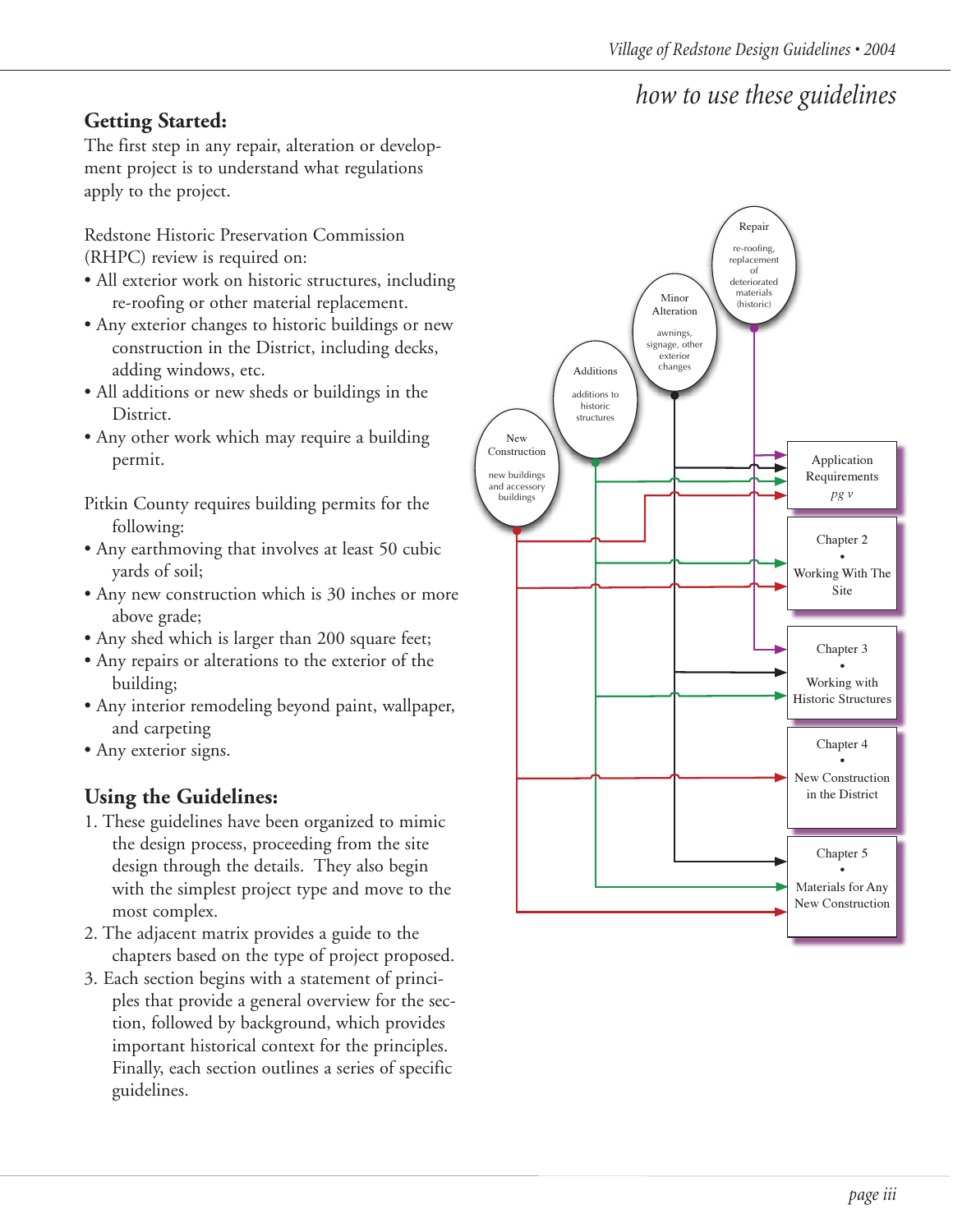# how to use these guidelines

## Getting Started:

The first step in any repair, alteration or development project is to understand what regulations apply to the project.

Redstone Historic Preservation Commission (RHPC) review is required on:

- All exterior work on historic structures, including re-roofing or other material replacement.
- Any exterior changes to historic buildings or new construction in the District, including decks, adding windows, etc.
- All additions or new sheds or buildings in the District.
- Any other work which may require a building permit.

Pitkin County requires building permits for the following:

- Any earthmoving that involves at least 50 cubic yards of soil;
- Any new construction which is 30 inches or more above grade;
- Any shed which is larger than 200 square feet;
- Any repairs or alterations to the exterior of the building;
- Any interior remodeling beyond paint, wallpaper, and carpeting
- Any exterior signs.

## Using the Guidelines:

1. These guidelines have been organized to mimic the design process, proceeding from the site design through the details. They also begin with the simplest project type and move to the most complex.
2. The adjacent matrix provides a guide to the chapters based on the type of project proposed.
3. Each section begins with a statement of principles that provide a general overview for the section, followed by background, which provides important historical context for the principles. Finally, each section outlines a series of specific guidelines.

| | New Construction (new buildings and accessory buildings) | Additions (additions to historic structures) | Minor Alteration (awnings, signage, other exterior changes) | Repair (re-roofing, replacement of deteriorated materials (historic)) |
|---|---|---|---|---|
| Application Requirements *pg v* | ✓ | ✓ | ✓ | ✓ |
| Chapter 2 • Working With The Site | ✓ | ✓ | | |
| Chapter 3 • Working with Historic Structures | | ✓ | ✓ | ✓ |
| Chapter 4 • New Construction in the District | ✓ | | | |
| Chapter 5 • Materials for Any New Construction | ✓ | ✓ | ✓ | |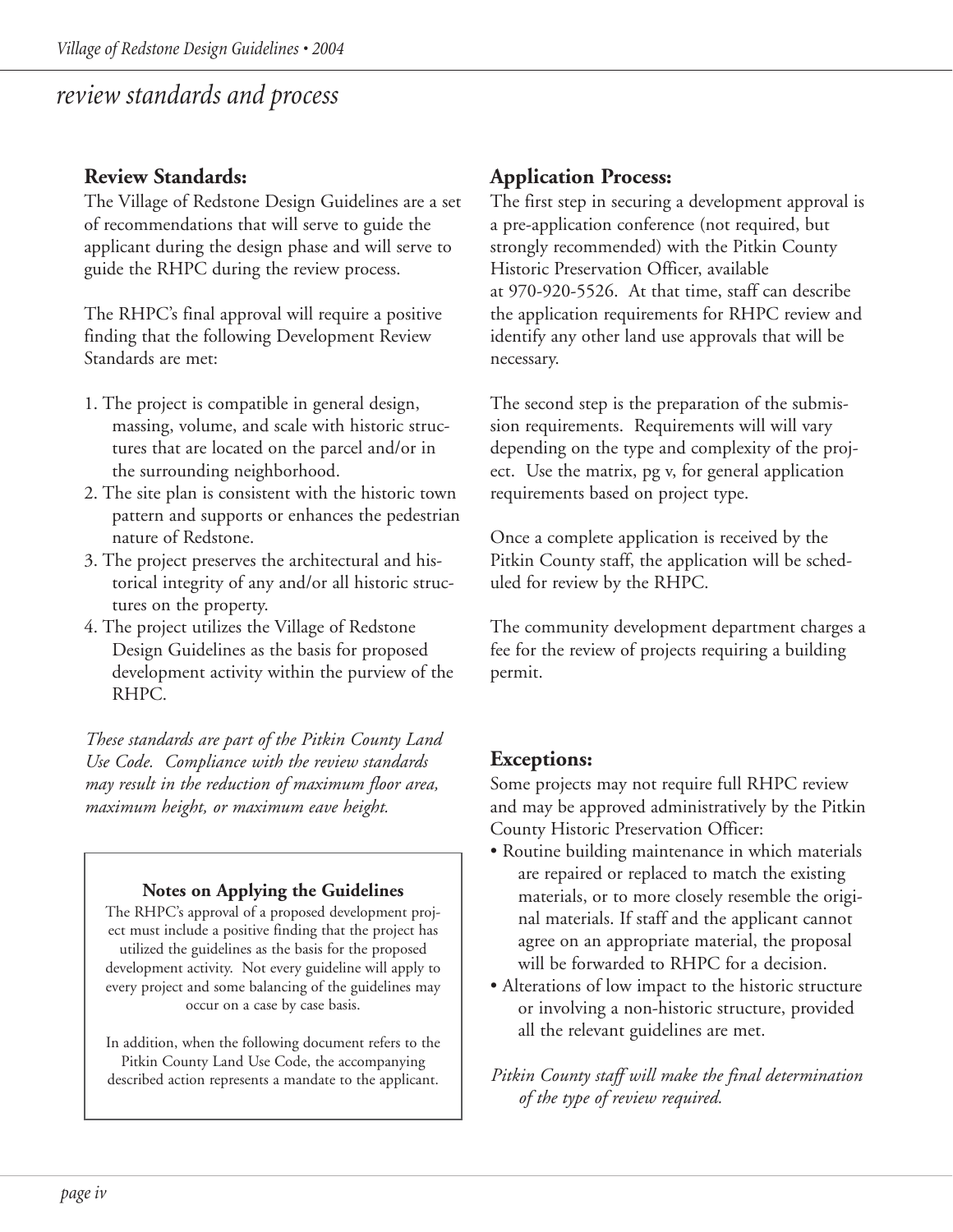## review standards and process

### Review Standards:

The Village of Redstone Design Guidelines are a set of recommendations that will serve to guide the applicant during the design phase and will serve to guide the RHPC during the review process.

The RHPC's final approval will require a positive finding that the following Development Review Standards are met:

1. The project is compatible in general design, massing, volume, and scale with historic structures that are located on the parcel and/or in the surrounding neighborhood.
2. The site plan is consistent with the historic town pattern and supports or enhances the pedestrian nature of Redstone.
3. The project preserves the architectural and historical integrity of any and/or all historic structures on the property.
4. The project utilizes the Village of Redstone Design Guidelines as the basis for proposed development activity within the purview of the RHPC.

*These standards are part of the Pitkin County Land Use Code. Compliance with the review standards may result in the reduction of maximum floor area, maximum height, or maximum eave height.*

**Notes on Applying the Guidelines**

The RHPC's approval of a proposed development project must include a positive finding that the project has utilized the guidelines as the basis for the proposed development activity. Not every guideline will apply to every project and some balancing of the guidelines may occur on a case by case basis.

In addition, when the following document refers to the Pitkin County Land Use Code, the accompanying described action represents a mandate to the applicant.

### Application Process:

The first step in securing a development approval is a pre-application conference (not required, but strongly recommended) with the Pitkin County Historic Preservation Officer, available at 970-920-5526. At that time, staff can describe the application requirements for RHPC review and identify any other land use approvals that will be necessary.

The second step is the preparation of the submission requirements. Requirements will will vary depending on the type and complexity of the project. Use the matrix, pg v, for general application requirements based on project type.

Once a complete application is received by the Pitkin County staff, the application will be scheduled for review by the RHPC.

The community development department charges a fee for the review of projects requiring a building permit.

### Exceptions:

Some projects may not require full RHPC review and may be approved administratively by the Pitkin County Historic Preservation Officer:

- Routine building maintenance in which materials are repaired or replaced to match the existing materials, or to more closely resemble the original materials. If staff and the applicant cannot agree on an appropriate material, the proposal will be forwarded to RHPC for a decision.
- Alterations of low impact to the historic structure or involving a non-historic structure, provided all the relevant guidelines are met.

*Pitkin County staff will make the final determination of the type of review required.*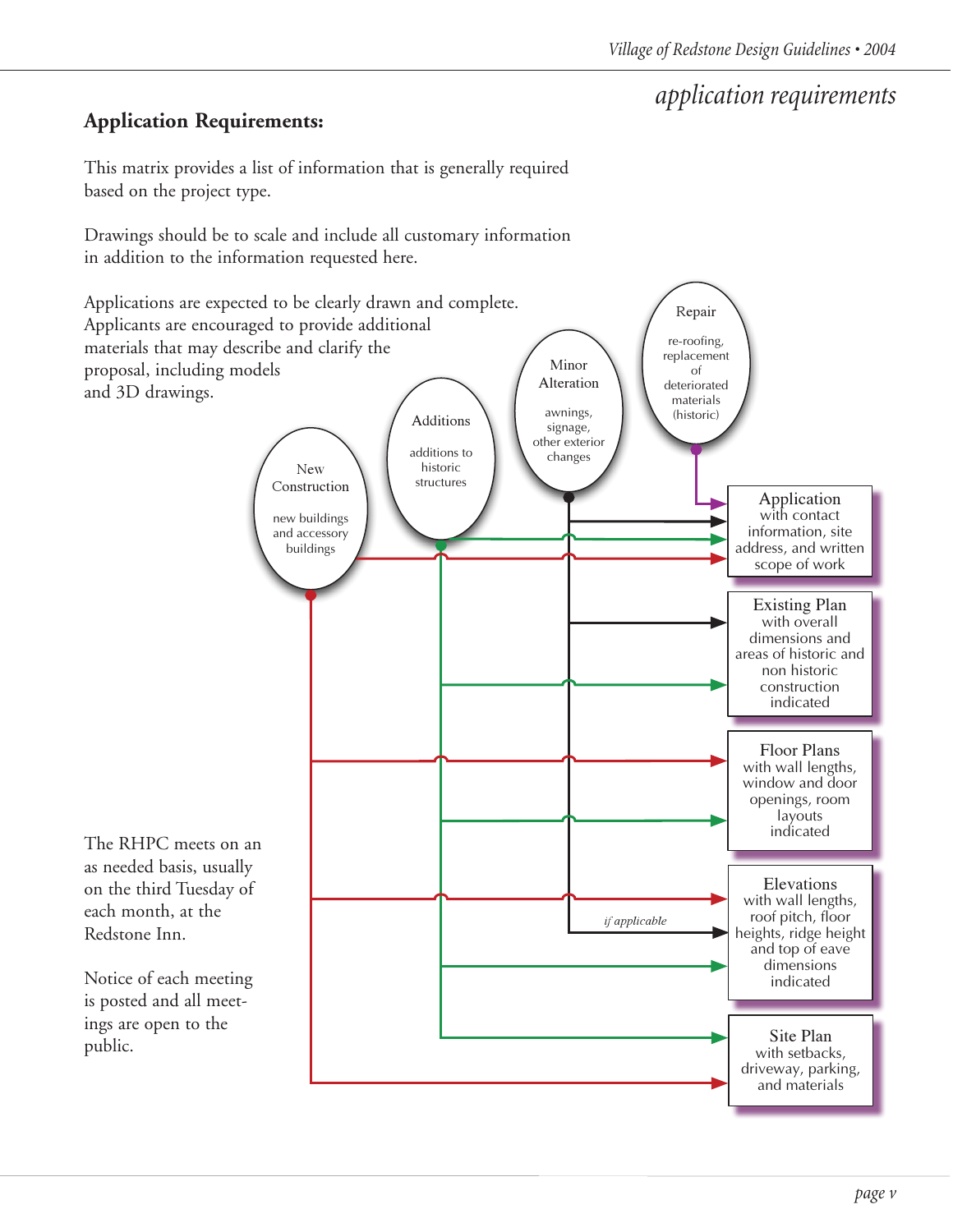## Application Requirements:

This matrix provides a list of information that is generally required based on the project type.

Drawings should be to scale and include all customary information in addition to the information requested here.

Applications are expected to be clearly drawn and complete. Applicants are encouraged to provide additional materials that may describe and clarify the proposal, including models and 3D drawings.

| Required Information | New Construction (new buildings and accessory buildings) | Additions (additions to historic structures) | Minor Alteration (awnings, signage, other exterior changes) | Repair (re-roofing, replacement of deteriorated materials (historic)) |
|---|---|---|---|---|
| **Application** with contact information, site address, and written scope of work | ✓ | ✓ | ✓ | ✓ |
| **Existing Plan** with overall dimensions and areas of historic and non historic construction indicated | | ✓ | ✓ | |
| **Floor Plans** with wall lengths, window and door openings, room layouts indicated | ✓ | ✓ | | |
| **Elevations** with wall lengths, roof pitch, floor heights, ridge height and top of eave dimensions indicated | ✓ | ✓ | *if applicable* | |
| **Site Plan** with setbacks, driveway, parking, and materials | ✓ | ✓ | | |

The RHPC meets on an as needed basis, usually on the third Tuesday of each month, at the Redstone Inn.

Notice of each meeting is posted and all meetings are open to the public.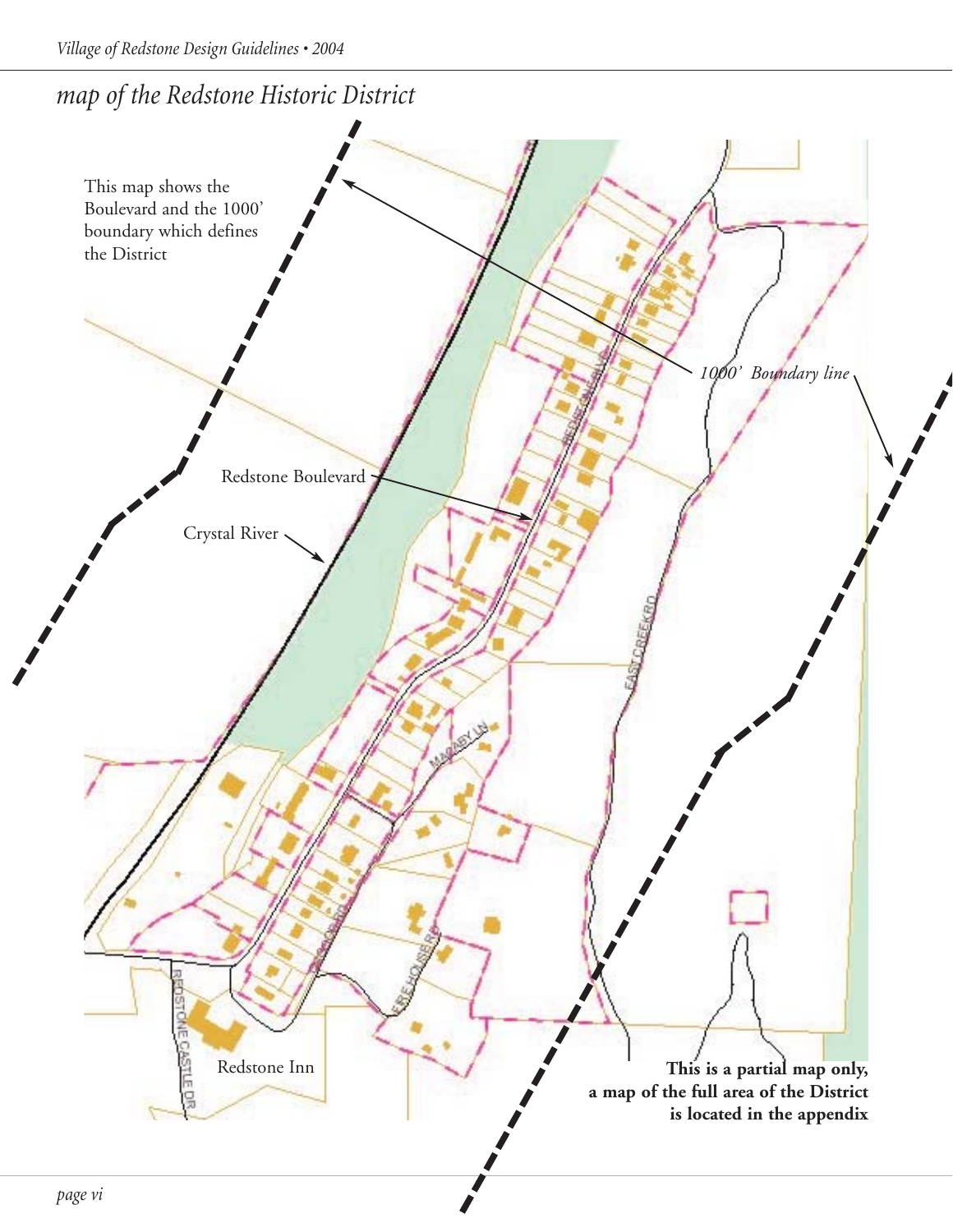## map of the Redstone Historic District

This map shows the Boulevard and the 1000' boundary which defines the District

1000' Boundary line

Redstone Boulevard

Crystal River

Redstone Inn

**This is a partial map only, a map of the full area of the District is located in the appendix**